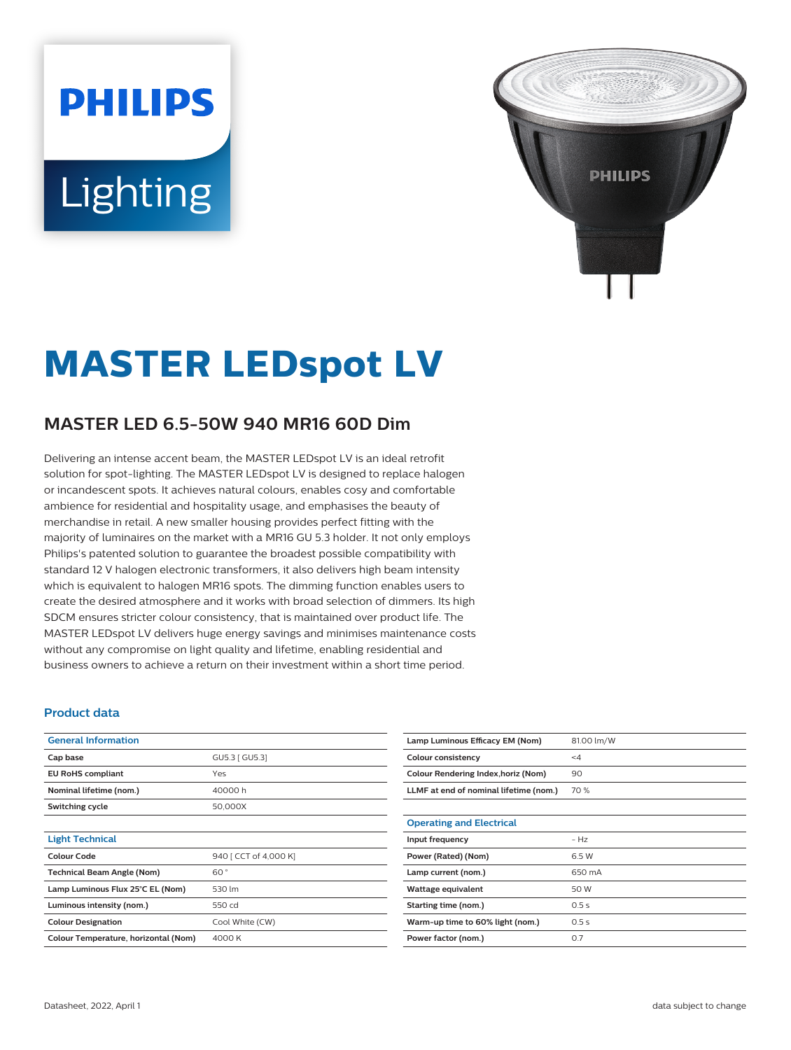# MASTER LEDspot LV

## MASTER LED 6.5-50W 940 MR16 60D Dim

Delivering an intense accent beam, the MASTER LEDspot LV is an ideal retrofit solution for spot-lighting. The MASTER LEDspot LV is designed to replace halogen or incandescent spots. It achieves natural colours, enables cosy and comfortable ambience for residential and hospitality usage, and emphasises the beauty of merchandise in retail. A new smaller housing provides perfect fitting with the majority of luminaires on the market with a MR16 GU 5.3 holder. It not only employs Philips's patented solution to guarantee the broadest possible compatibility with standard 12 V halogen electronic transformers, it also delivers high beam intensity which is equivalent to halogen MR16 spots. The dimming function enables users to create the desired atmosphere and it works with broad selection of dimmers. Its high SDCM ensures stricter colour consistency, that is maintained over product life. The MASTER LEDspot LV delivers huge energy savings and minimises maintenance costs without any compromise on light quality and lifetime, enabling residential and business owners to achieve a return on their investment within a short time period.

### Product data

| General Information | |
|---|---|
| Cap base | GU5.3 [ GU5.3] |
| EU RoHS compliant | Yes |
| Nominal lifetime (nom.) | 40000 h |
| Switching cycle | 50,000X |

| Light Technical | |
|---|---|
| Colour Code | 940 [ CCT of 4,000 K] |
| Technical Beam Angle (Nom) | 60 ° |
| Lamp Luminous Flux 25°C EL (Nom) | 530 lm |
| Luminous intensity (nom.) | 550 cd |
| Colour Designation | Cool White (CW) |
| Colour Temperature, horizontal (Nom) | 4000 K |
| Lamp Luminous Efficacy EM (Nom) | 81.00 lm/W |
| Colour consistency | <4 |
| Colour Rendering Index,horiz (Nom) | 90 |
| LLMF at end of nominal lifetime (nom.) | 70 % |

| Operating and Electrical | |
|---|---|
| Input frequency | - Hz |
| Power (Rated) (Nom) | 6.5 W |
| Lamp current (nom.) | 650 mA |
| Wattage equivalent | 50 W |
| Starting time (nom.) | 0.5 s |
| Warm-up time to 60% light (nom.) | 0.5 s |
| Power factor (nom.) | 0.7 |

Datasheet, 2022, April 1

data subject to change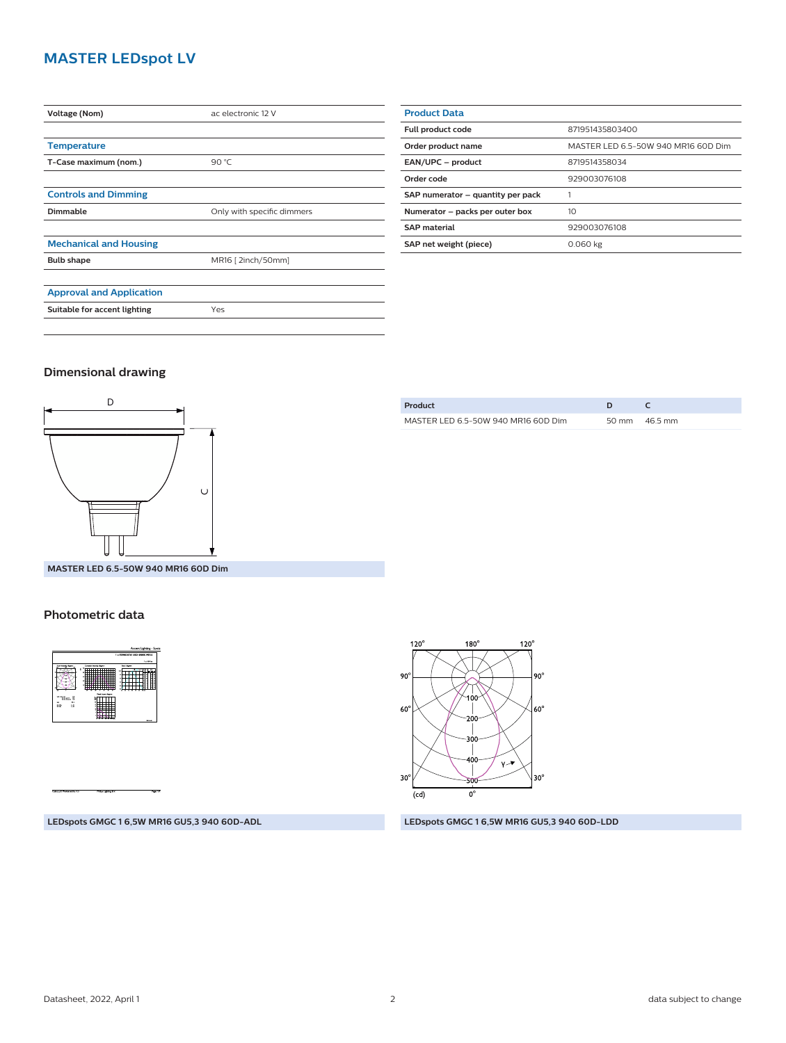# MASTER LEDspot LV

| Voltage (Nom) | ac electronic 12 V |
|---|---|

| Temperature | |
|---|---|
| T-Case maximum (nom.) | 90 °C |

| Controls and Dimming | |
|---|---|
| Dimmable | Only with specific dimmers |

| Mechanical and Housing | |
|---|---|
| Bulb shape | MR16 [ 2inch/50mm] |

| Approval and Application | |
|---|---|
| Suitable for accent lighting | Yes |

| Product Data | |
|---|---|
| Full product code | 871951435803400 |
| Order product name | MASTER LED 6.5-50W 940 MR16 60D Dim |
| EAN/UPC – product | 8719514358034 |
| Order code | 929003076108 |
| SAP numerator – quantity per pack | 1 |
| Numerator – packs per outer box | 10 |
| SAP material | 929003076108 |
| SAP net weight (piece) | 0.060 kg |

## Dimensional drawing

MASTER LED 6.5-50W 940 MR16 60D Dim

| Product | D | C |
|---|---|---|
| MASTER LED 6.5-50W 940 MR16 60D Dim | 50 mm | 46.5 mm |

## Photometric data

LEDspots GMGC 1 6,5W MR16 GU5,3 940 60D-ADL

LEDspots GMGC 1 6,5W MR16 GU5,3 940 60D-LDD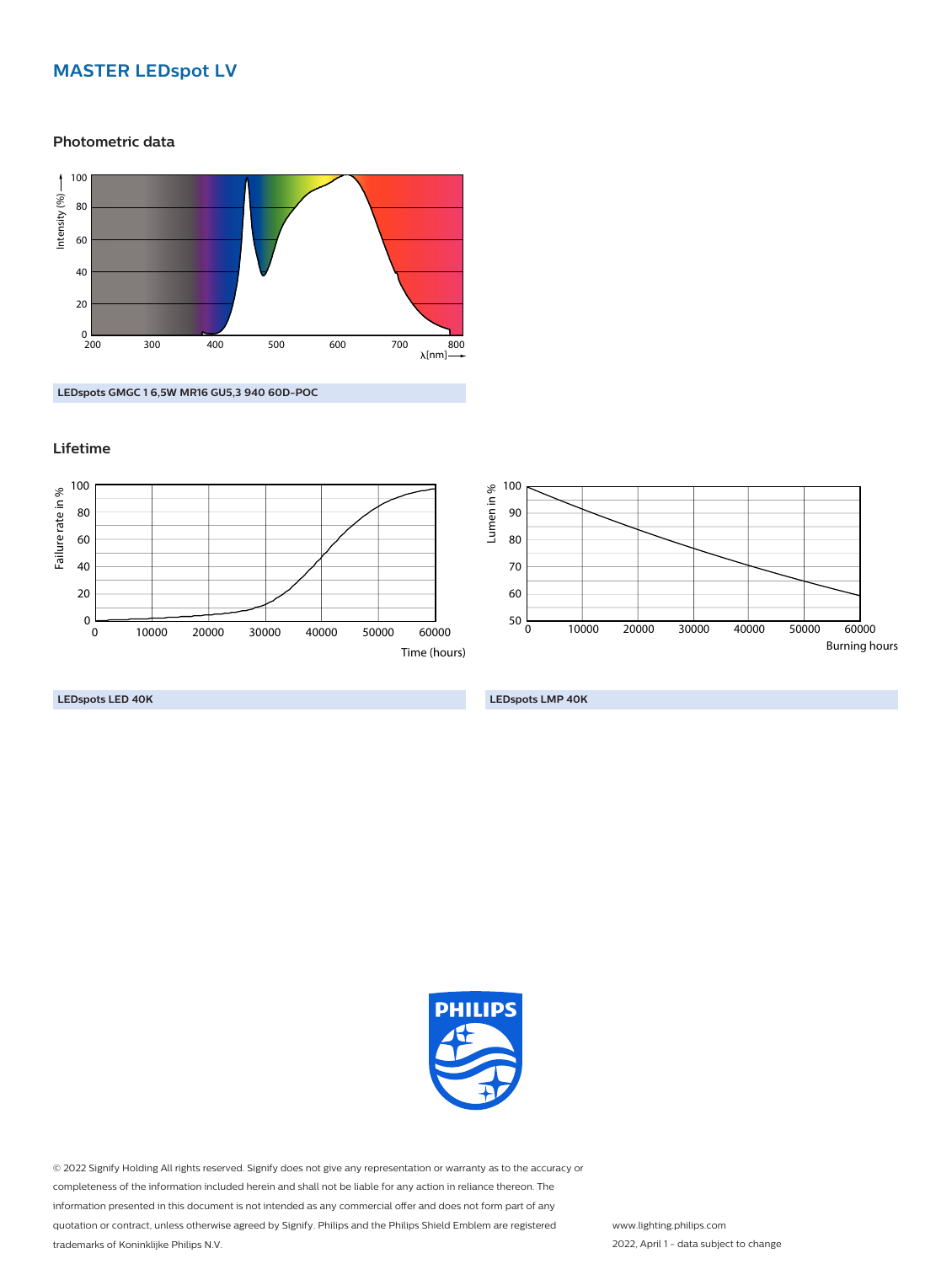# MASTER LEDspot LV

## Photometric data

Intensity (%)
100
80
60
40
20
0
200
300
400
500
600
700
800
λ[nm]

**LEDspots GMGC 1 6,5W MR16 GU5,3 940 60D-POC**

## Lifetime

Failure rate in %
100
80
60
40
20
0
0
10000
20000
30000
40000
50000
60000
Time (hours)

**LEDspots LED 40K**

Lumen in %
100
90
80
70
60
50
0
10000
20000
30000
40000
50000
60000
Burning hours

**LEDspots LMP 40K**

© 2022 Signify Holding All rights reserved. Signify does not give any representation or warranty as to the accuracy or completeness of the information included herein and shall not be liable for any action in reliance thereon. The information presented in this document is not intended as any commercial offer and does not form part of any quotation or contract, unless otherwise agreed by Signify. Philips and the Philips Shield Emblem are registered trademarks of Koninklijke Philips N.V.

www.lighting.philips.com

2022, April 1 - data subject to change